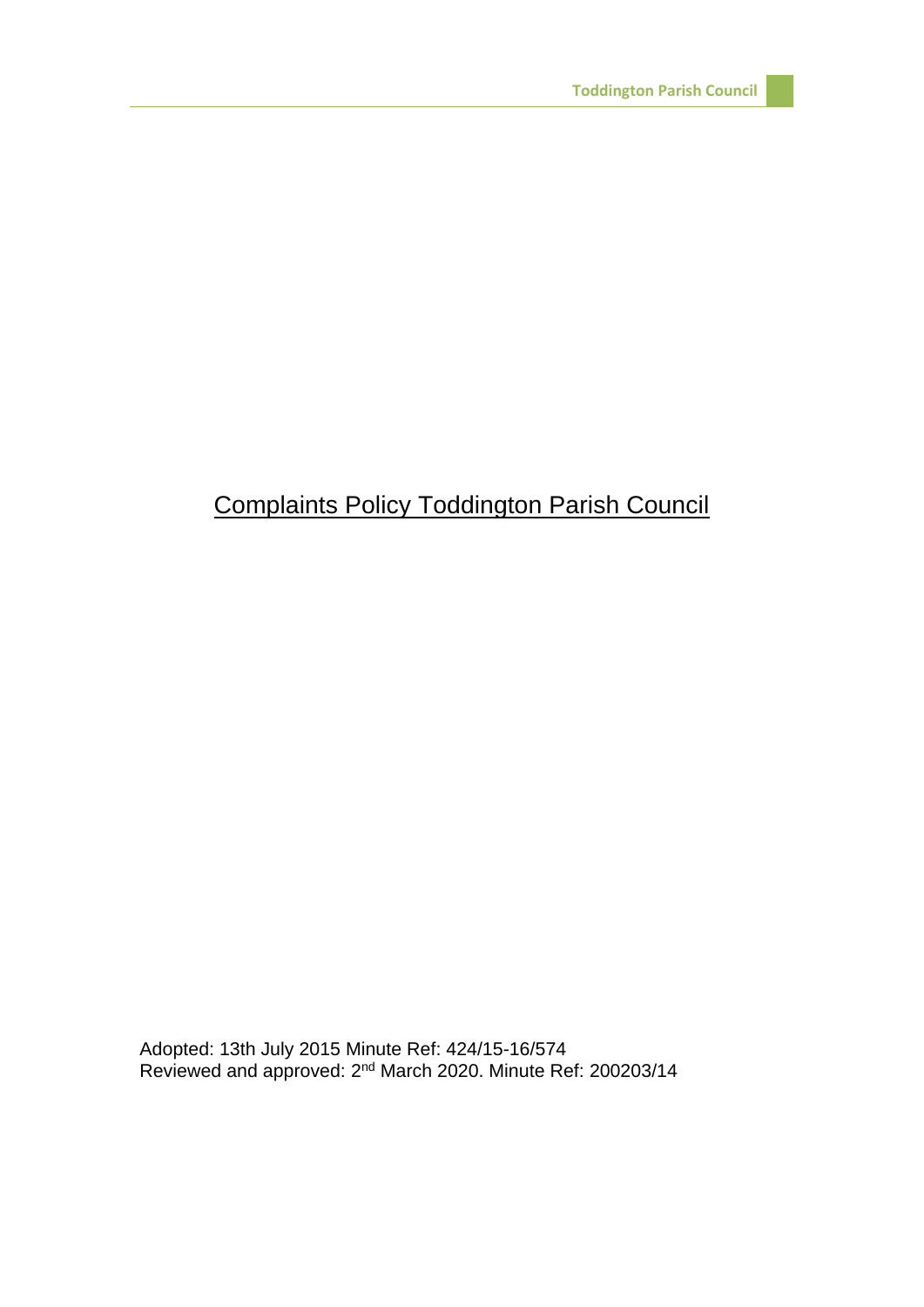# Complaints Policy Toddington Parish Council

Adopted: 13th July 2015 Minute Ref: 424/15-16/574
Reviewed and approved: 2nd March 2020. Minute Ref: 200203/14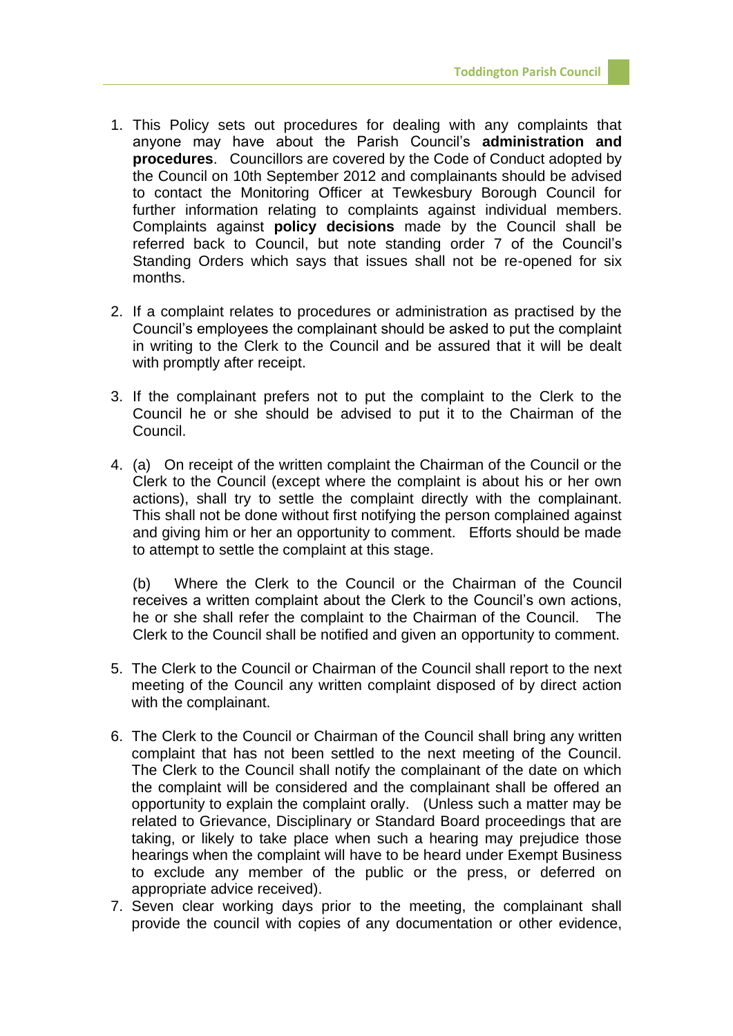1. This Policy sets out procedures for dealing with any complaints that anyone may have about the Parish Council's **administration and procedures**. Councillors are covered by the Code of Conduct adopted by the Council on 10th September 2012 and complainants should be advised to contact the Monitoring Officer at Tewkesbury Borough Council for further information relating to complaints against individual members. Complaints against **policy decisions** made by the Council shall be referred back to Council, but note standing order 7 of the Council's Standing Orders which says that issues shall not be re-opened for six months.

2. If a complaint relates to procedures or administration as practised by the Council's employees the complainant should be asked to put the complaint in writing to the Clerk to the Council and be assured that it will be dealt with promptly after receipt.

3. If the complainant prefers not to put the complaint to the Clerk to the Council he or she should be advised to put it to the Chairman of the Council.

4. (a) On receipt of the written complaint the Chairman of the Council or the Clerk to the Council (except where the complaint is about his or her own actions), shall try to settle the complaint directly with the complainant. This shall not be done without first notifying the person complained against and giving him or her an opportunity to comment. Efforts should be made to attempt to settle the complaint at this stage.

   (b) Where the Clerk to the Council or the Chairman of the Council receives a written complaint about the Clerk to the Council's own actions, he or she shall refer the complaint to the Chairman of the Council. The Clerk to the Council shall be notified and given an opportunity to comment.

5. The Clerk to the Council or Chairman of the Council shall report to the next meeting of the Council any written complaint disposed of by direct action with the complainant.

6. The Clerk to the Council or Chairman of the Council shall bring any written complaint that has not been settled to the next meeting of the Council. The Clerk to the Council shall notify the complainant of the date on which the complaint will be considered and the complainant shall be offered an opportunity to explain the complaint orally. (Unless such a matter may be related to Grievance, Disciplinary or Standard Board proceedings that are taking, or likely to take place when such a hearing may prejudice those hearings when the complaint will have to be heard under Exempt Business to exclude any member of the public or the press, or deferred on appropriate advice received).
7. Seven clear working days prior to the meeting, the complainant shall provide the council with copies of any documentation or other evidence,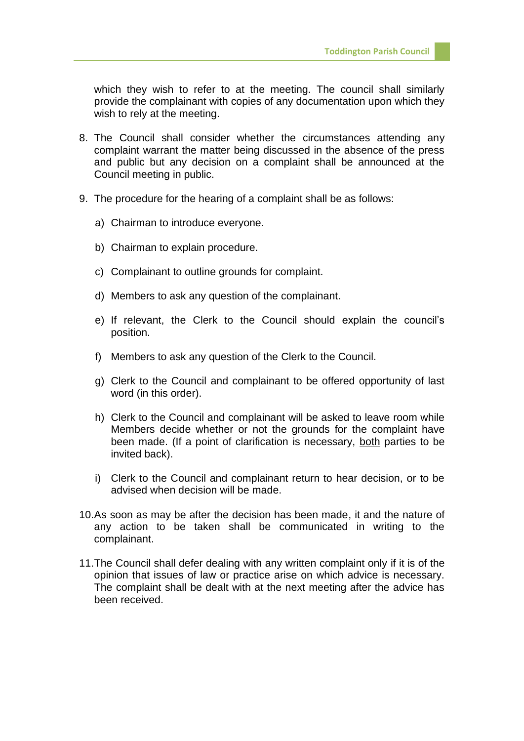which they wish to refer to at the meeting. The council shall similarly provide the complainant with copies of any documentation upon which they wish to rely at the meeting.

8. The Council shall consider whether the circumstances attending any complaint warrant the matter being discussed in the absence of the press and public but any decision on a complaint shall be announced at the Council meeting in public.

9. The procedure for the hearing of a complaint shall be as follows:

   a) Chairman to introduce everyone.

   b) Chairman to explain procedure.

   c) Complainant to outline grounds for complaint.

   d) Members to ask any question of the complainant.

   e) If relevant, the Clerk to the Council should explain the council's position.

   f) Members to ask any question of the Clerk to the Council.

   g) Clerk to the Council and complainant to be offered opportunity of last word (in this order).

   h) Clerk to the Council and complainant will be asked to leave room while Members decide whether or not the grounds for the complaint have been made. (If a point of clarification is necessary, both parties to be invited back).

   i) Clerk to the Council and complainant return to hear decision, or to be advised when decision will be made.

10. As soon as may be after the decision has been made, it and the nature of any action to be taken shall be communicated in writing to the complainant.

11. The Council shall defer dealing with any written complaint only if it is of the opinion that issues of law or practice arise on which advice is necessary. The complaint shall be dealt with at the next meeting after the advice has been received.